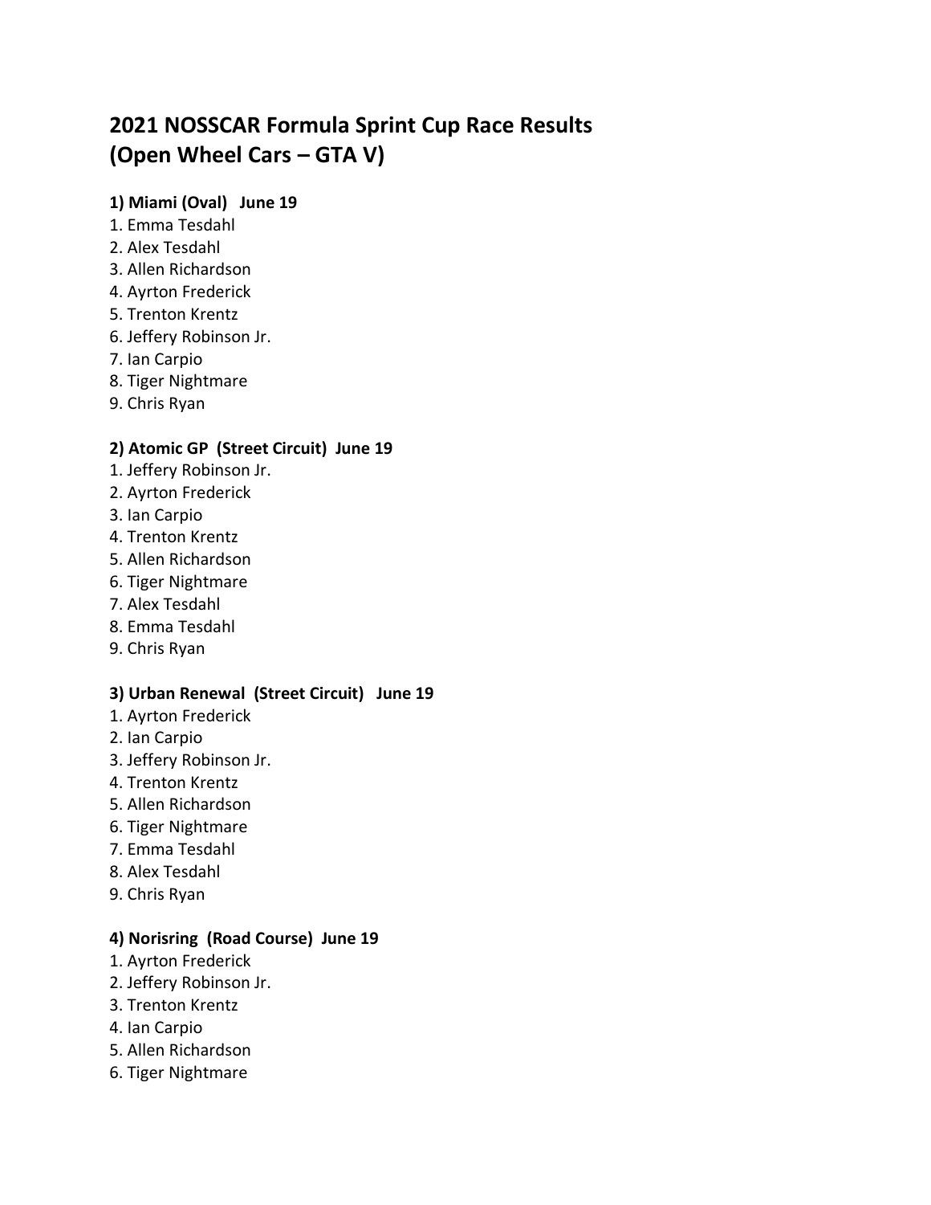# 2021 NOSSCAR Formula Sprint Cup Race Results
# (Open Wheel Cars – GTA V)

**1) Miami (Oval) June 19**

1. Emma Tesdahl
2. Alex Tesdahl
3. Allen Richardson
4. Ayrton Frederick
5. Trenton Krentz
6. Jeffery Robinson Jr.
7. Ian Carpio
8. Tiger Nightmare
9. Chris Ryan

**2) Atomic GP (Street Circuit) June 19**

1. Jeffery Robinson Jr.
2. Ayrton Frederick
3. Ian Carpio
4. Trenton Krentz
5. Allen Richardson
6. Tiger Nightmare
7. Alex Tesdahl
8. Emma Tesdahl
9. Chris Ryan

**3) Urban Renewal (Street Circuit) June 19**

1. Ayrton Frederick
2. Ian Carpio
3. Jeffery Robinson Jr.
4. Trenton Krentz
5. Allen Richardson
6. Tiger Nightmare
7. Emma Tesdahl
8. Alex Tesdahl
9. Chris Ryan

**4) Norisring (Road Course) June 19**

1. Ayrton Frederick
2. Jeffery Robinson Jr.
3. Trenton Krentz
4. Ian Carpio
5. Allen Richardson
6. Tiger Nightmare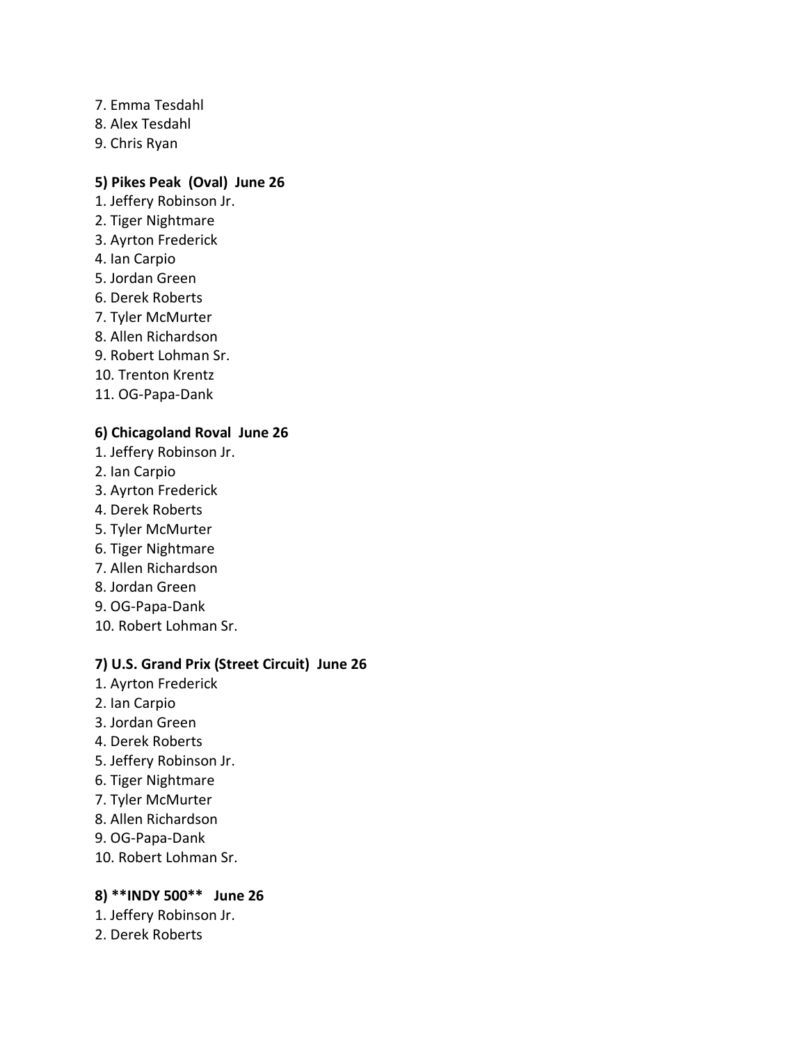7. Emma Tesdahl
8. Alex Tesdahl
9. Chris Ryan

**5) Pikes Peak (Oval) June 26**

1. Jeffery Robinson Jr.
2. Tiger Nightmare
3. Ayrton Frederick
4. Ian Carpio
5. Jordan Green
6. Derek Roberts
7. Tyler McMurter
8. Allen Richardson
9. Robert Lohman Sr.
10. Trenton Krentz
11. OG-Papa-Dank

**6) Chicagoland Roval June 26**

1. Jeffery Robinson Jr.
2. Ian Carpio
3. Ayrton Frederick
4. Derek Roberts
5. Tyler McMurter
6. Tiger Nightmare
7. Allen Richardson
8. Jordan Green
9. OG-Papa-Dank
10. Robert Lohman Sr.

**7) U.S. Grand Prix (Street Circuit) June 26**

1. Ayrton Frederick
2. Ian Carpio
3. Jordan Green
4. Derek Roberts
5. Jeffery Robinson Jr.
6. Tiger Nightmare
7. Tyler McMurter
8. Allen Richardson
9. OG-Papa-Dank
10. Robert Lohman Sr.

**8) **INDY 500** June 26**

1. Jeffery Robinson Jr.
2. Derek Roberts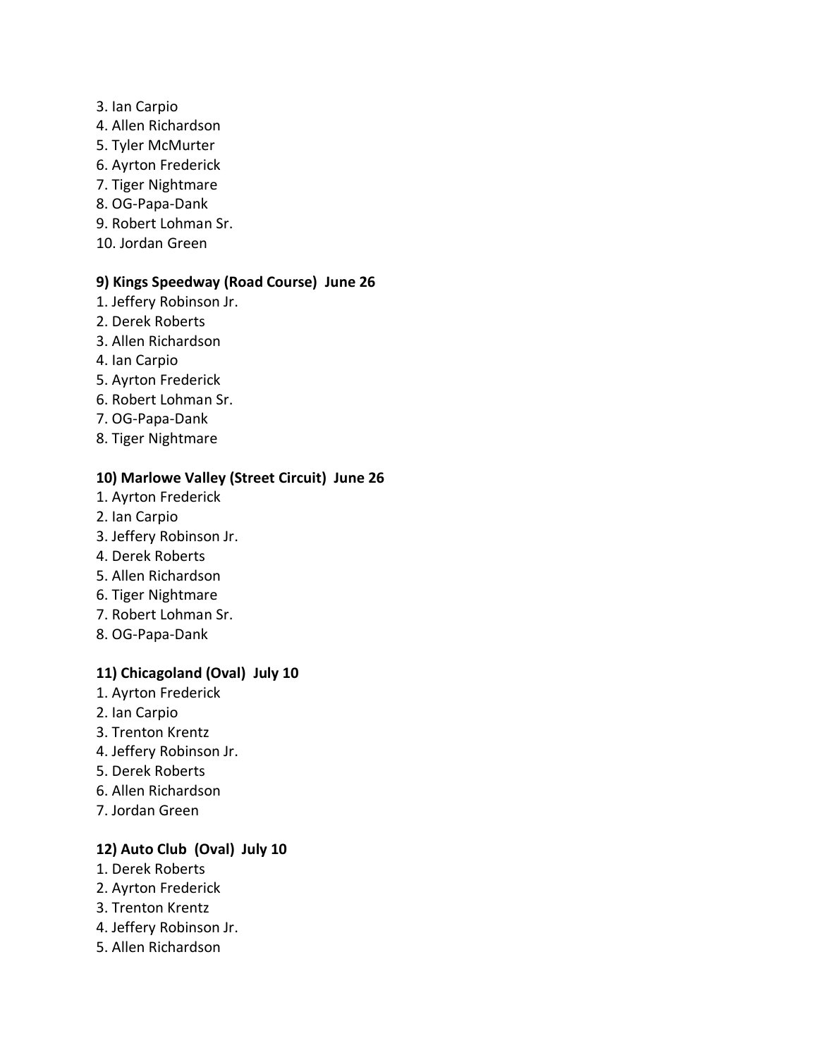3. Ian Carpio
4. Allen Richardson
5. Tyler McMurter
6. Ayrton Frederick
7. Tiger Nightmare
8. OG-Papa-Dank
9. Robert Lohman Sr.
10. Jordan Green

**9) Kings Speedway (Road Course)  June 26**

1. Jeffery Robinson Jr.
2. Derek Roberts
3. Allen Richardson
4. Ian Carpio
5. Ayrton Frederick
6. Robert Lohman Sr.
7. OG-Papa-Dank
8. Tiger Nightmare

**10) Marlowe Valley (Street Circuit)  June 26**

1. Ayrton Frederick
2. Ian Carpio
3. Jeffery Robinson Jr.
4. Derek Roberts
5. Allen Richardson
6. Tiger Nightmare
7. Robert Lohman Sr.
8. OG-Papa-Dank

**11) Chicagoland (Oval)  July 10**

1. Ayrton Frederick
2. Ian Carpio
3. Trenton Krentz
4. Jeffery Robinson Jr.
5. Derek Roberts
6. Allen Richardson
7. Jordan Green

**12) Auto Club  (Oval)  July 10**

1. Derek Roberts
2. Ayrton Frederick
3. Trenton Krentz
4. Jeffery Robinson Jr.
5. Allen Richardson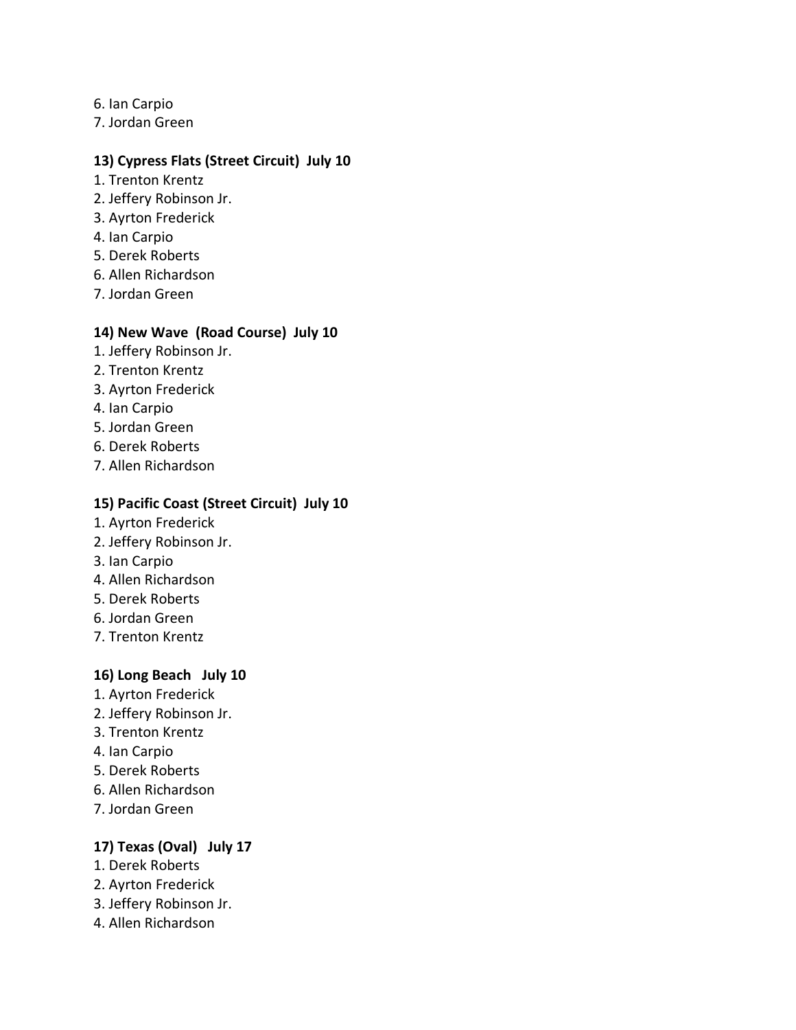6. Ian Carpio
7. Jordan Green

**13) Cypress Flats (Street Circuit)  July 10**

1. Trenton Krentz
2. Jeffery Robinson Jr.
3. Ayrton Frederick
4. Ian Carpio
5. Derek Roberts
6. Allen Richardson
7. Jordan Green

**14) New Wave  (Road Course)  July 10**

1. Jeffery Robinson Jr.
2. Trenton Krentz
3. Ayrton Frederick
4. Ian Carpio
5. Jordan Green
6. Derek Roberts
7. Allen Richardson

**15) Pacific Coast (Street Circuit)  July 10**

1. Ayrton Frederick
2. Jeffery Robinson Jr.
3. Ian Carpio
4. Allen Richardson
5. Derek Roberts
6. Jordan Green
7. Trenton Krentz

**16) Long Beach   July 10**

1. Ayrton Frederick
2. Jeffery Robinson Jr.
3. Trenton Krentz
4. Ian Carpio
5. Derek Roberts
6. Allen Richardson
7. Jordan Green

**17) Texas (Oval)   July 17**

1. Derek Roberts
2. Ayrton Frederick
3. Jeffery Robinson Jr.
4. Allen Richardson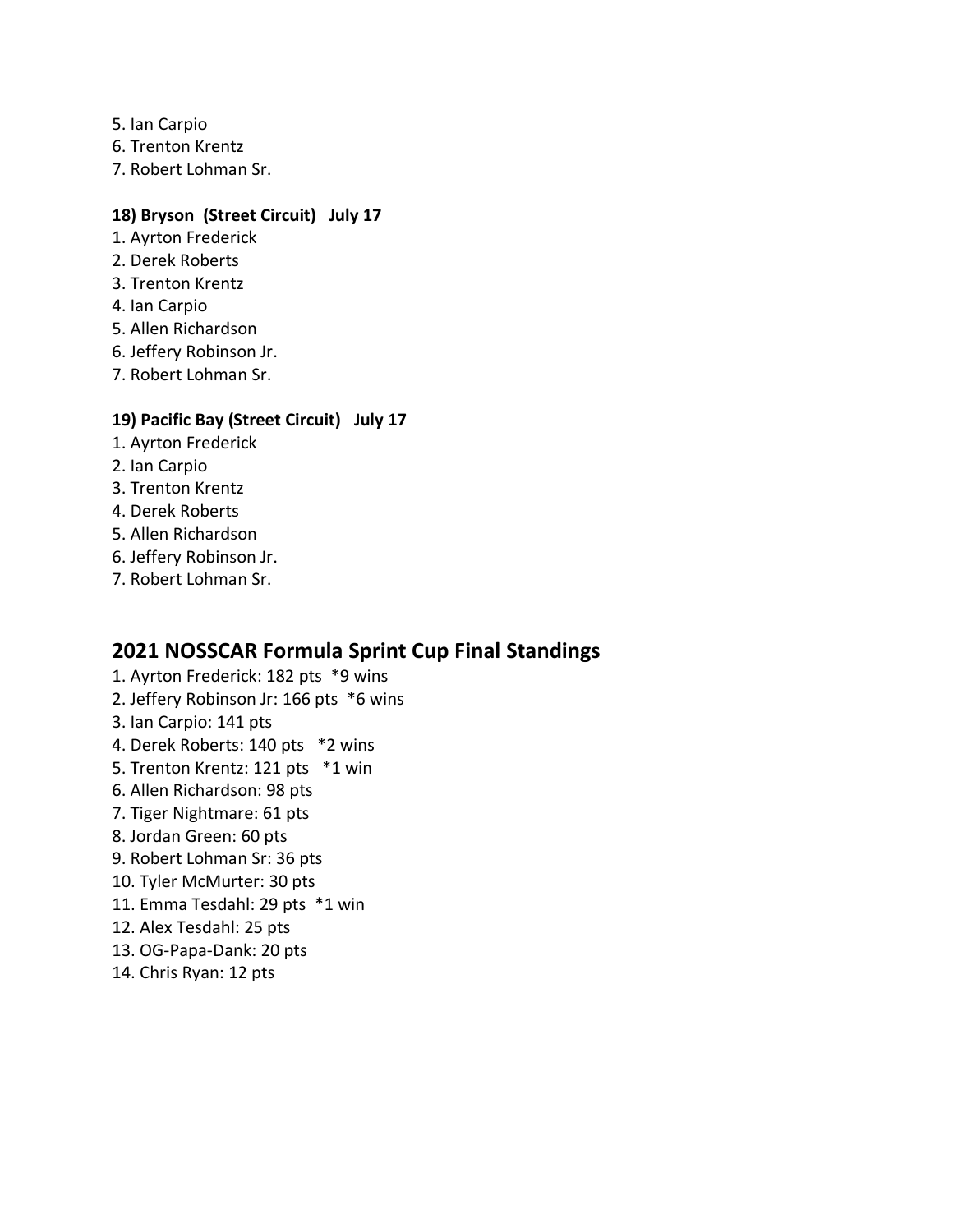5. Ian Carpio
6. Trenton Krentz
7. Robert Lohman Sr.

**18) Bryson (Street Circuit) July 17**

1. Ayrton Frederick
2. Derek Roberts
3. Trenton Krentz
4. Ian Carpio
5. Allen Richardson
6. Jeffery Robinson Jr.
7. Robert Lohman Sr.

**19) Pacific Bay (Street Circuit) July 17**

1. Ayrton Frederick
2. Ian Carpio
3. Trenton Krentz
4. Derek Roberts
5. Allen Richardson
6. Jeffery Robinson Jr.
7. Robert Lohman Sr.

## 2021 NOSSCAR Formula Sprint Cup Final Standings

1. Ayrton Frederick: 182 pts *9 wins
2. Jeffery Robinson Jr: 166 pts *6 wins
3. Ian Carpio: 141 pts
4. Derek Roberts: 140 pts *2 wins
5. Trenton Krentz: 121 pts *1 win
6. Allen Richardson: 98 pts
7. Tiger Nightmare: 61 pts
8. Jordan Green: 60 pts
9. Robert Lohman Sr: 36 pts
10. Tyler McMurter: 30 pts
11. Emma Tesdahl: 29 pts *1 win
12. Alex Tesdahl: 25 pts
13. OG-Papa-Dank: 20 pts
14. Chris Ryan: 12 pts